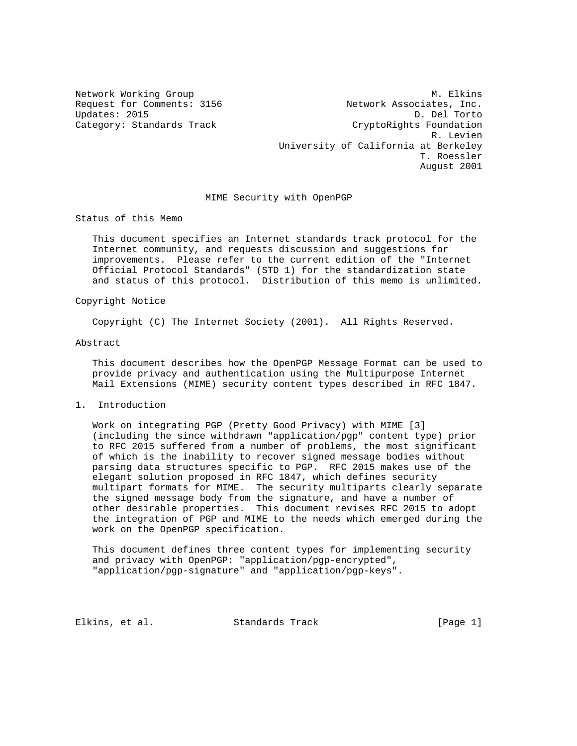Network Working Group M. Elkins
Request for Comments: 3156 Network Associates, Inc.
Updates: 2015 D. Del Torto
Category: Standards Track CryptoRights Foundation
R. Levien
University of California at Berkeley
T. Roessler
August 2001

# MIME Security with OpenPGP

## Status of this Memo

This document specifies an Internet standards track protocol for the Internet community, and requests discussion and suggestions for improvements. Please refer to the current edition of the "Internet Official Protocol Standards" (STD 1) for the standardization state and status of this protocol. Distribution of this memo is unlimited.

## Copyright Notice

Copyright (C) The Internet Society (2001). All Rights Reserved.

## Abstract

This document describes how the OpenPGP Message Format can be used to provide privacy and authentication using the Multipurpose Internet Mail Extensions (MIME) security content types described in RFC 1847.

## 1. Introduction

Work on integrating PGP (Pretty Good Privacy) with MIME [3] (including the since withdrawn "application/pgp" content type) prior to RFC 2015 suffered from a number of problems, the most significant of which is the inability to recover signed message bodies without parsing data structures specific to PGP. RFC 2015 makes use of the elegant solution proposed in RFC 1847, which defines security multipart formats for MIME. The security multiparts clearly separate the signed message body from the signature, and have a number of other desirable properties. This document revises RFC 2015 to adopt the integration of PGP and MIME to the needs which emerged during the work on the OpenPGP specification.

This document defines three content types for implementing security and privacy with OpenPGP: "application/pgp-encrypted", "application/pgp-signature" and "application/pgp-keys".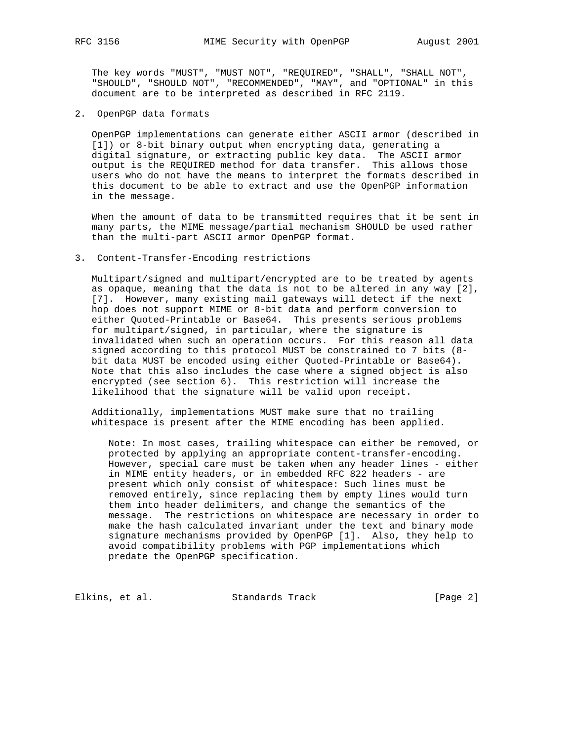The key words "MUST", "MUST NOT", "REQUIRED", "SHALL", "SHALL NOT", "SHOULD", "SHOULD NOT", "RECOMMENDED", "MAY", and "OPTIONAL" in this document are to be interpreted as described in RFC 2119.

## 2. OpenPGP data formats

OpenPGP implementations can generate either ASCII armor (described in [1]) or 8-bit binary output when encrypting data, generating a digital signature, or extracting public key data. The ASCII armor output is the REQUIRED method for data transfer. This allows those users who do not have the means to interpret the formats described in this document to be able to extract and use the OpenPGP information in the message.

When the amount of data to be transmitted requires that it be sent in many parts, the MIME message/partial mechanism SHOULD be used rather than the multi-part ASCII armor OpenPGP format.

## 3. Content-Transfer-Encoding restrictions

Multipart/signed and multipart/encrypted are to be treated by agents as opaque, meaning that the data is not to be altered in any way [2], [7]. However, many existing mail gateways will detect if the next hop does not support MIME or 8-bit data and perform conversion to either Quoted-Printable or Base64. This presents serious problems for multipart/signed, in particular, where the signature is invalidated when such an operation occurs. For this reason all data signed according to this protocol MUST be constrained to 7 bits (8-bit data MUST be encoded using either Quoted-Printable or Base64). Note that this also includes the case where a signed object is also encrypted (see section 6). This restriction will increase the likelihood that the signature will be valid upon receipt.

Additionally, implementations MUST make sure that no trailing whitespace is present after the MIME encoding has been applied.

> Note: In most cases, trailing whitespace can either be removed, or protected by applying an appropriate content-transfer-encoding. However, special care must be taken when any header lines - either in MIME entity headers, or in embedded RFC 822 headers - are present which only consist of whitespace: Such lines must be removed entirely, since replacing them by empty lines would turn them into header delimiters, and change the semantics of the message. The restrictions on whitespace are necessary in order to make the hash calculated invariant under the text and binary mode signature mechanisms provided by OpenPGP [1]. Also, they help to avoid compatibility problems with PGP implementations which predate the OpenPGP specification.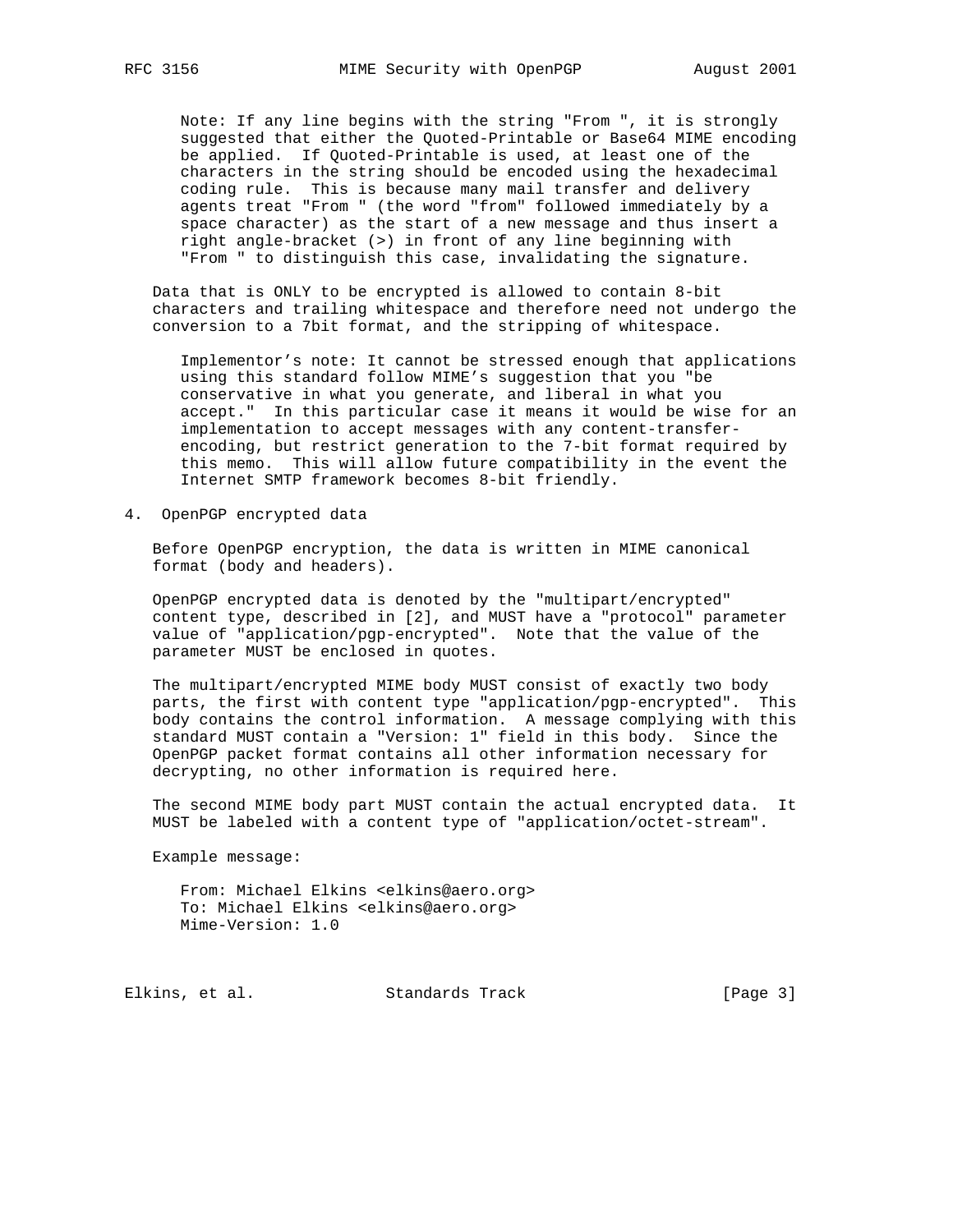Note: If any line begins with the string "From ", it is strongly suggested that either the Quoted-Printable or Base64 MIME encoding be applied. If Quoted-Printable is used, at least one of the characters in the string should be encoded using the hexadecimal coding rule. This is because many mail transfer and delivery agents treat "From " (the word "from" followed immediately by a space character) as the start of a new message and thus insert a right angle-bracket (>) in front of any line beginning with "From " to distinguish this case, invalidating the signature.

Data that is ONLY to be encrypted is allowed to contain 8-bit characters and trailing whitespace and therefore need not undergo the conversion to a 7bit format, and the stripping of whitespace.

Implementor's note: It cannot be stressed enough that applications using this standard follow MIME's suggestion that you "be conservative in what you generate, and liberal in what you accept." In this particular case it means it would be wise for an implementation to accept messages with any content-transfer-encoding, but restrict generation to the 7-bit format required by this memo. This will allow future compatibility in the event the Internet SMTP framework becomes 8-bit friendly.

## 4. OpenPGP encrypted data

Before OpenPGP encryption, the data is written in MIME canonical format (body and headers).

OpenPGP encrypted data is denoted by the "multipart/encrypted" content type, described in [2], and MUST have a "protocol" parameter value of "application/pgp-encrypted". Note that the value of the parameter MUST be enclosed in quotes.

The multipart/encrypted MIME body MUST consist of exactly two body parts, the first with content type "application/pgp-encrypted". This body contains the control information. A message complying with this standard MUST contain a "Version: 1" field in this body. Since the OpenPGP packet format contains all other information necessary for decrypting, no other information is required here.

The second MIME body part MUST contain the actual encrypted data. It MUST be labeled with a content type of "application/octet-stream".

Example message:

```
From: Michael Elkins <elkins@aero.org>
To: Michael Elkins <elkins@aero.org>
Mime-Version: 1.0
```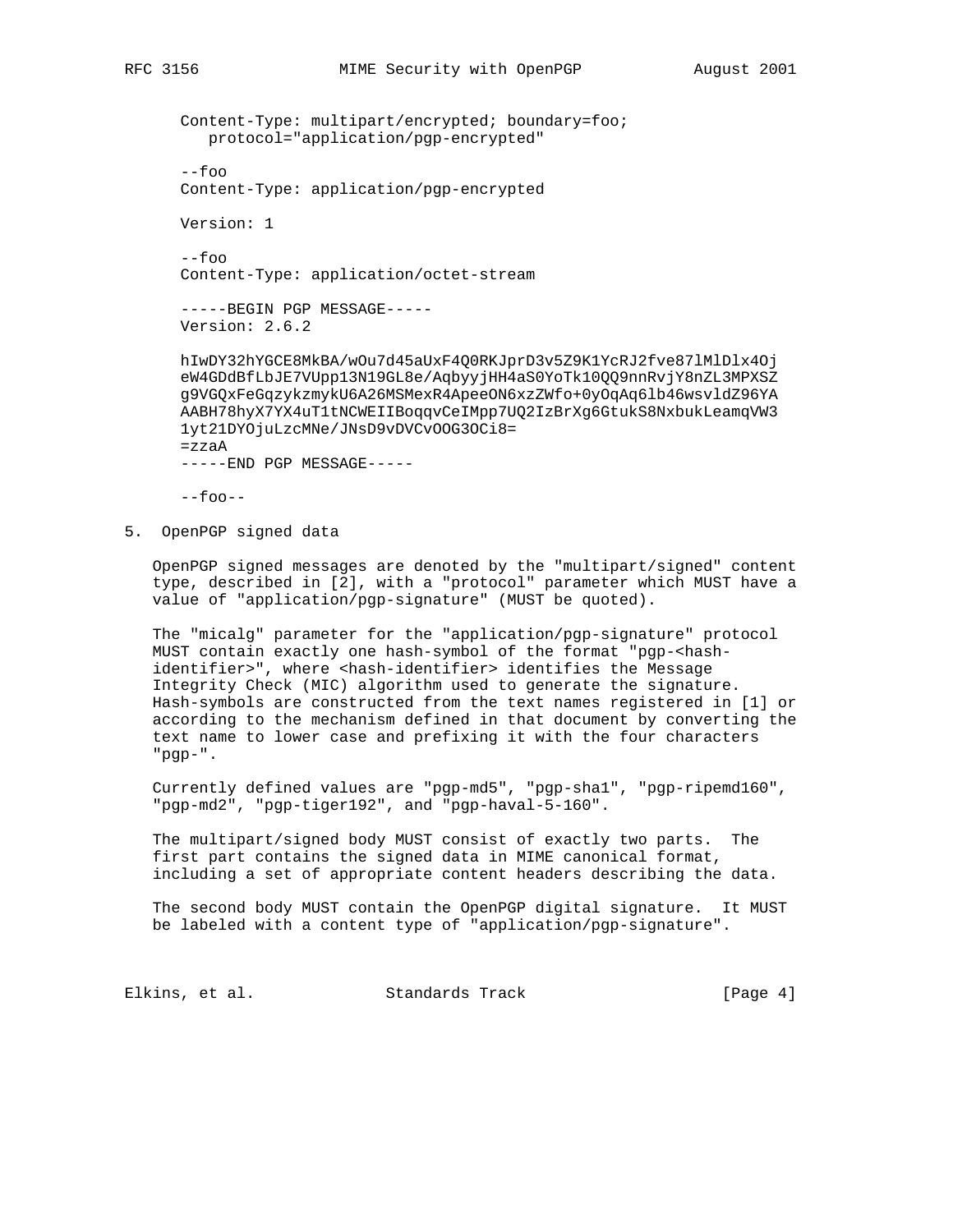```
Content-Type: multipart/encrypted; boundary=foo;
   protocol="application/pgp-encrypted"

--foo
Content-Type: application/pgp-encrypted

Version: 1

--foo
Content-Type: application/octet-stream

-----BEGIN PGP MESSAGE-----
Version: 2.6.2

hIwDY32hYGCE8MkBA/wOu7d45aUxF4Q0RKJprD3v5Z9K1YcRJ2fve87lMlDlx4Oj
eW4GDdBfLbJE7VUpp13N19GL8e/AqbyyjHH4aS0YoTk10QQ9nnRvjY8nZL3MPXSZ
g9VGQxFeGqzykzmykU6A26MSMexR4ApeeON6xzZWfo+0yOqAq6lb46wsvldZ96YA
AABH78hyX7YX4uT1tNCWEIIBoqqvCeIMpp7UQ2IzBrXg6GtukS8NxbukLeamqVW3
1yt21DYOjuLzcMNe/JNsD9vDVCvOOG3OCi8=
=zzaA
-----END PGP MESSAGE-----

--foo--
```

## 5. OpenPGP signed data

OpenPGP signed messages are denoted by the "multipart/signed" content type, described in [2], with a "protocol" parameter which MUST have a value of "application/pgp-signature" (MUST be quoted).

The "micalg" parameter for the "application/pgp-signature" protocol MUST contain exactly one hash-symbol of the format "pgp-<hash-identifier>", where <hash-identifier> identifies the Message Integrity Check (MIC) algorithm used to generate the signature. Hash-symbols are constructed from the text names registered in [1] or according to the mechanism defined in that document by converting the text name to lower case and prefixing it with the four characters "pgp-".

Currently defined values are "pgp-md5", "pgp-sha1", "pgp-ripemd160", "pgp-md2", "pgp-tiger192", and "pgp-haval-5-160".

The multipart/signed body MUST consist of exactly two parts. The first part contains the signed data in MIME canonical format, including a set of appropriate content headers describing the data.

The second body MUST contain the OpenPGP digital signature. It MUST be labeled with a content type of "application/pgp-signature".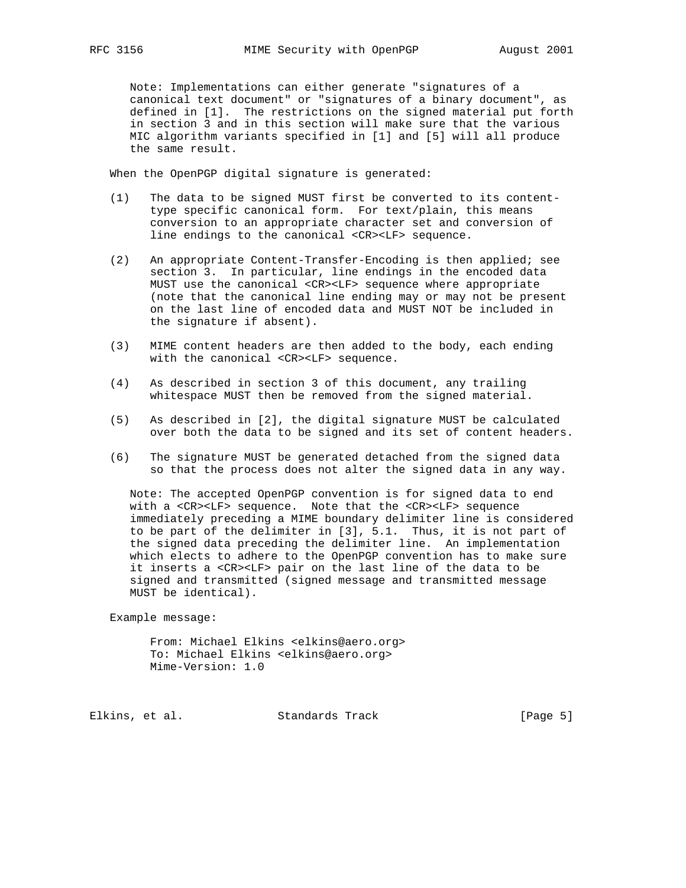Note: Implementations can either generate "signatures of a canonical text document" or "signatures of a binary document", as defined in [1]. The restrictions on the signed material put forth in section 3 and in this section will make sure that the various MIC algorithm variants specified in [1] and [5] will all produce the same result.

When the OpenPGP digital signature is generated:

(1) The data to be signed MUST first be converted to its content-type specific canonical form. For text/plain, this means conversion to an appropriate character set and conversion of line endings to the canonical <CR><LF> sequence.

(2) An appropriate Content-Transfer-Encoding is then applied; see section 3. In particular, line endings in the encoded data MUST use the canonical <CR><LF> sequence where appropriate (note that the canonical line ending may or may not be present on the last line of encoded data and MUST NOT be included in the signature if absent).

(3) MIME content headers are then added to the body, each ending with the canonical <CR><LF> sequence.

(4) As described in section 3 of this document, any trailing whitespace MUST then be removed from the signed material.

(5) As described in [2], the digital signature MUST be calculated over both the data to be signed and its set of content headers.

(6) The signature MUST be generated detached from the signed data so that the process does not alter the signed data in any way.

Note: The accepted OpenPGP convention is for signed data to end with a <CR><LF> sequence. Note that the <CR><LF> sequence immediately preceding a MIME boundary delimiter line is considered to be part of the delimiter in [3], 5.1. Thus, it is not part of the signed data preceding the delimiter line. An implementation which elects to adhere to the OpenPGP convention has to make sure it inserts a <CR><LF> pair on the last line of the data to be signed and transmitted (signed message and transmitted message MUST be identical).

Example message:

```
From: Michael Elkins <elkins@aero.org>
To: Michael Elkins <elkins@aero.org>
Mime-Version: 1.0
```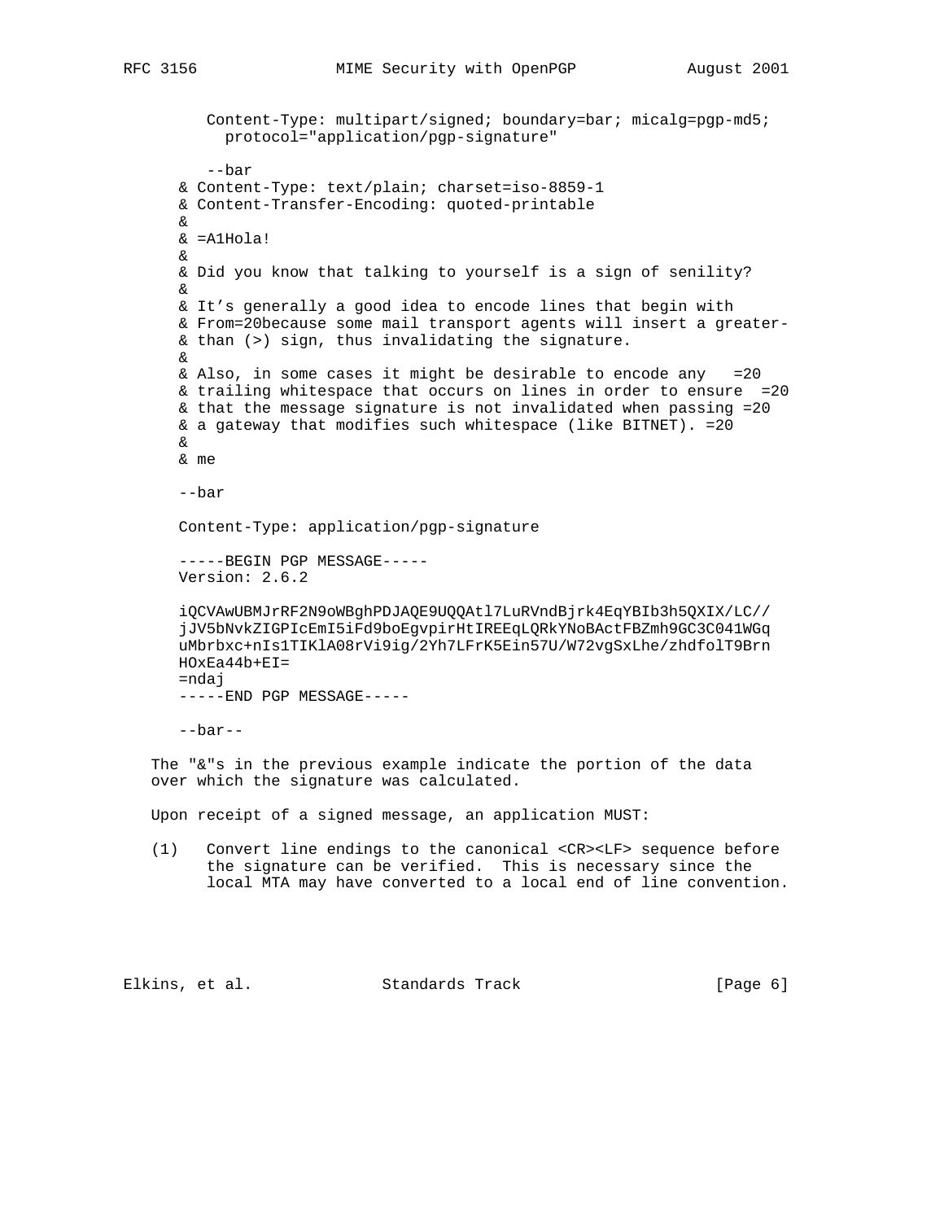```
   Content-Type: multipart/signed; boundary=bar; micalg=pgp-md5;
     protocol="application/pgp-signature"

   --bar
& Content-Type: text/plain; charset=iso-8859-1
& Content-Transfer-Encoding: quoted-printable
&
& =A1Hola!
&
& Did you know that talking to yourself is a sign of senility?
&
& It’s generally a good idea to encode lines that begin with
& From=20because some mail transport agents will insert a greater-
& than (>) sign, thus invalidating the signature.
&
& Also, in some cases it might be desirable to encode any   =20
& trailing whitespace that occurs on lines in order to ensure  =20
& that the message signature is not invalidated when passing =20
& a gateway that modifies such whitespace (like BITNET). =20
&
& me

--bar

Content-Type: application/pgp-signature

-----BEGIN PGP MESSAGE-----
Version: 2.6.2

iQCVAwUBMJrRF2N9oWBghPDJAQE9UQQAtl7LuRVndBjrk4EqYBIb3h5QXIX/LC//
jJV5bNvkZIGPIcEmI5iFd9boEgvpirHtIREEqLQRkYNoBActFBZmh9GC3C041WGq
uMbrbxc+nIs1TIKlA08rVi9ig/2Yh7LFrK5Ein57U/W72vgSxLhe/zhdfolT9Brn
HOxEa44b+EI=
=ndaj
-----END PGP MESSAGE-----

--bar--
```

The "&"s in the previous example indicate the portion of the data over which the signature was calculated.

Upon receipt of a signed message, an application MUST:

(1) Convert line endings to the canonical <CR><LF> sequence before the signature can be verified. This is necessary since the local MTA may have converted to a local end of line convention.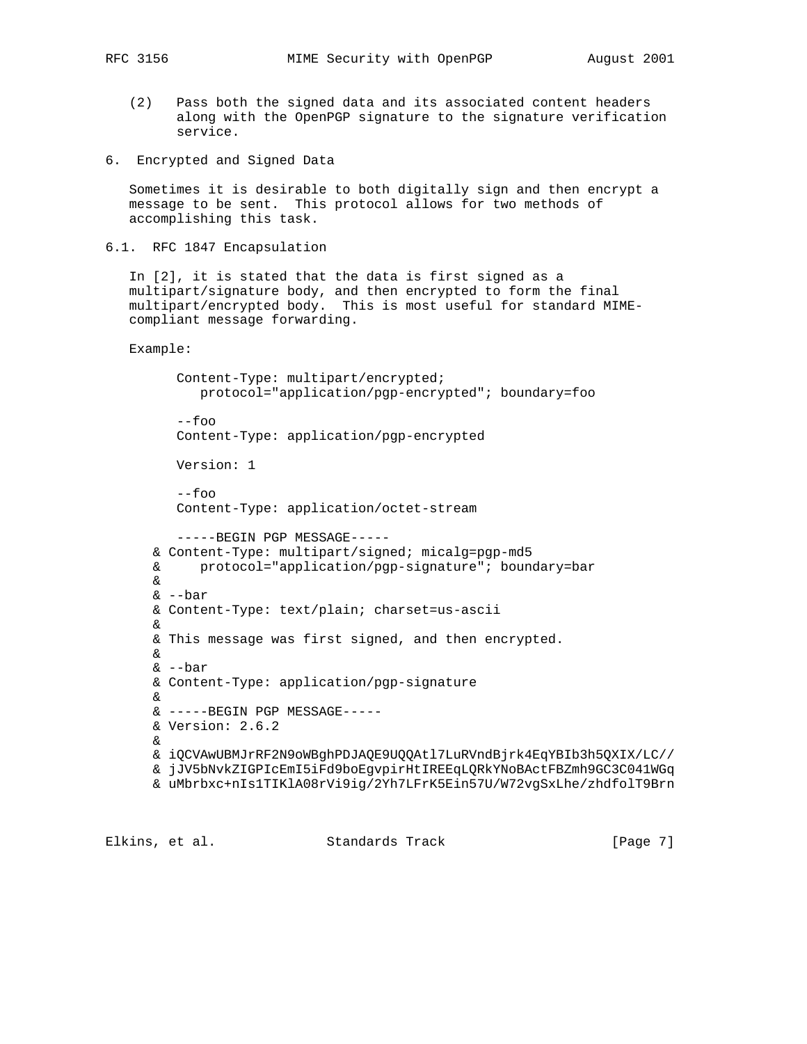(2) Pass both the signed data and its associated content headers along with the OpenPGP signature to the signature verification service.

## 6. Encrypted and Signed Data

Sometimes it is desirable to both digitally sign and then encrypt a message to be sent. This protocol allows for two methods of accomplishing this task.

### 6.1. RFC 1847 Encapsulation

In [2], it is stated that the data is first signed as a multipart/signature body, and then encrypted to form the final multipart/encrypted body. This is most useful for standard MIME-compliant message forwarding.

Example:

```
      Content-Type: multipart/encrypted;
         protocol="application/pgp-encrypted"; boundary=foo

      --foo
      Content-Type: application/pgp-encrypted

      Version: 1

      --foo
      Content-Type: application/octet-stream

      -----BEGIN PGP MESSAGE-----
   & Content-Type: multipart/signed; micalg=pgp-md5
   &     protocol="application/pgp-signature"; boundary=bar
   &
   & --bar
   & Content-Type: text/plain; charset=us-ascii
   &
   & This message was first signed, and then encrypted.
   &
   & --bar
   & Content-Type: application/pgp-signature
   &
   & -----BEGIN PGP MESSAGE-----
   & Version: 2.6.2
   &
   & iQCVAwUBMJrRF2N9oWBghPDJAQE9UQQAtl7LuRVndBjrk4EqYBIb3h5QXIX/LC//
   & jJV5bNvkZIGPIcEmI5iFd9boEgvpirHtIREEqLQRkYNoBActFBZmh9GC3C041WGq
   & uMbrbxc+nIs1TIKlA08rVi9ig/2Yh7LFrK5Ein57U/W72vgSxLhe/zhdfolT9Brn
```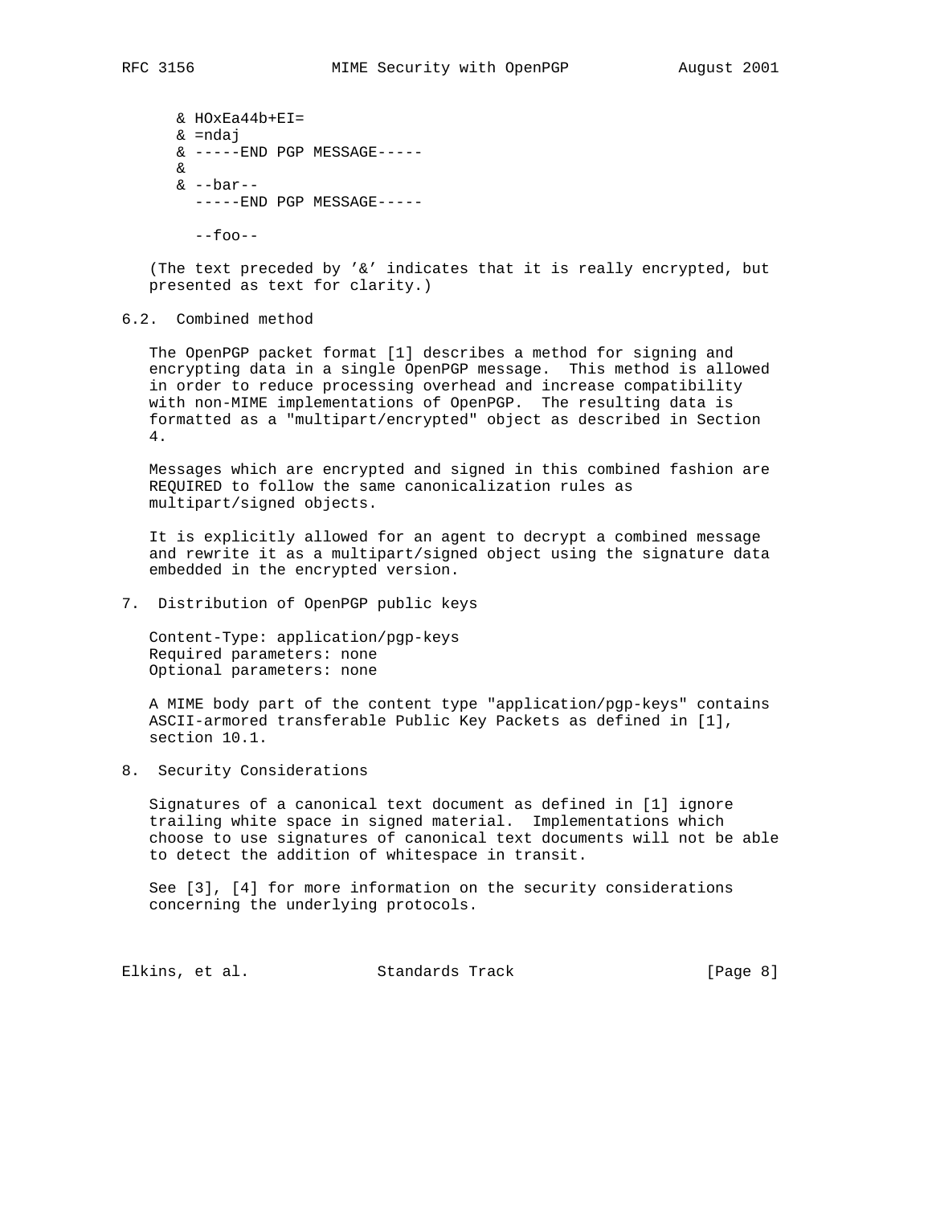```
   & HOxEa44b+EI=
   & =ndaj
   & -----END PGP MESSAGE-----
   &
   & --bar--
     -----END PGP MESSAGE-----

     --foo--
```

(The text preceded by '&' indicates that it is really encrypted, but presented as text for clarity.)

### 6.2. Combined method

The OpenPGP packet format [1] describes a method for signing and encrypting data in a single OpenPGP message. This method is allowed in order to reduce processing overhead and increase compatibility with non-MIME implementations of OpenPGP. The resulting data is formatted as a "multipart/encrypted" object as described in Section 4.

Messages which are encrypted and signed in this combined fashion are REQUIRED to follow the same canonicalization rules as multipart/signed objects.

It is explicitly allowed for an agent to decrypt a combined message and rewrite it as a multipart/signed object using the signature data embedded in the encrypted version.

## 7. Distribution of OpenPGP public keys

Content-Type: application/pgp-keys
Required parameters: none
Optional parameters: none

A MIME body part of the content type "application/pgp-keys" contains ASCII-armored transferable Public Key Packets as defined in [1], section 10.1.

## 8. Security Considerations

Signatures of a canonical text document as defined in [1] ignore trailing white space in signed material. Implementations which choose to use signatures of canonical text documents will not be able to detect the addition of whitespace in transit.

See [3], [4] for more information on the security considerations concerning the underlying protocols.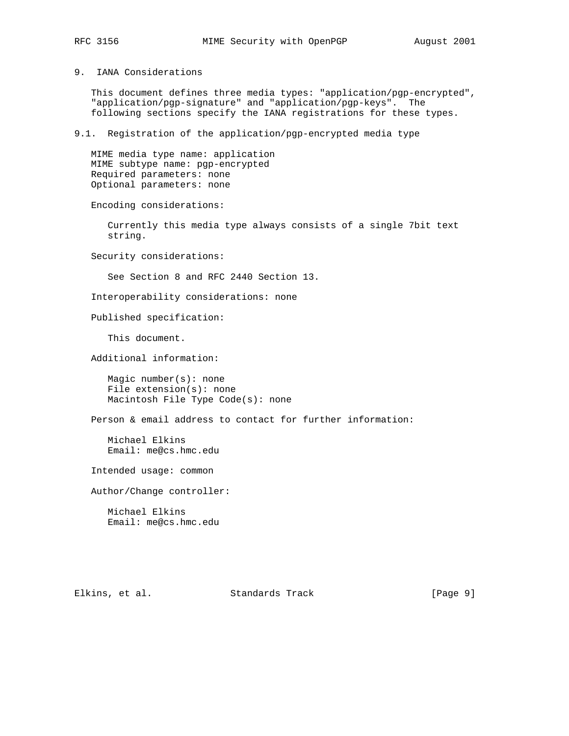## 9. IANA Considerations

This document defines three media types: "application/pgp-encrypted", "application/pgp-signature" and "application/pgp-keys". The following sections specify the IANA registrations for these types.

### 9.1. Registration of the application/pgp-encrypted media type

MIME media type name: application
MIME subtype name: pgp-encrypted
Required parameters: none
Optional parameters: none

Encoding considerations:

Currently this media type always consists of a single 7bit text string.

Security considerations:

See Section 8 and RFC 2440 Section 13.

Interoperability considerations: none

Published specification:

This document.

Additional information:

Magic number(s): none
File extension(s): none
Macintosh File Type Code(s): none

Person & email address to contact for further information:

Michael Elkins
Email: me@cs.hmc.edu

Intended usage: common

Author/Change controller:

Michael Elkins
Email: me@cs.hmc.edu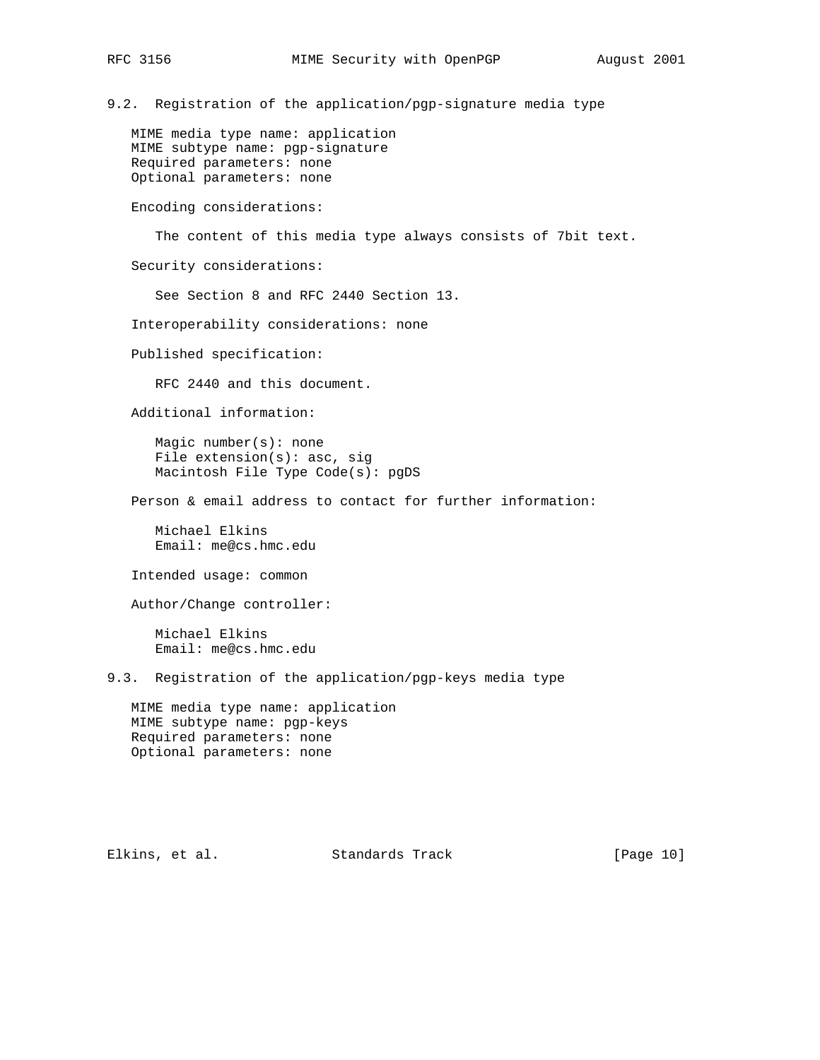### 9.2. Registration of the application/pgp-signature media type

MIME media type name: application
MIME subtype name: pgp-signature
Required parameters: none
Optional parameters: none

Encoding considerations:

The content of this media type always consists of 7bit text.

Security considerations:

See Section 8 and RFC 2440 Section 13.

Interoperability considerations: none

Published specification:

RFC 2440 and this document.

Additional information:

Magic number(s): none
File extension(s): asc, sig
Macintosh File Type Code(s): pgDS

Person & email address to contact for further information:

Michael Elkins
Email: me@cs.hmc.edu

Intended usage: common

Author/Change controller:

Michael Elkins
Email: me@cs.hmc.edu

### 9.3. Registration of the application/pgp-keys media type

MIME media type name: application
MIME subtype name: pgp-keys
Required parameters: none
Optional parameters: none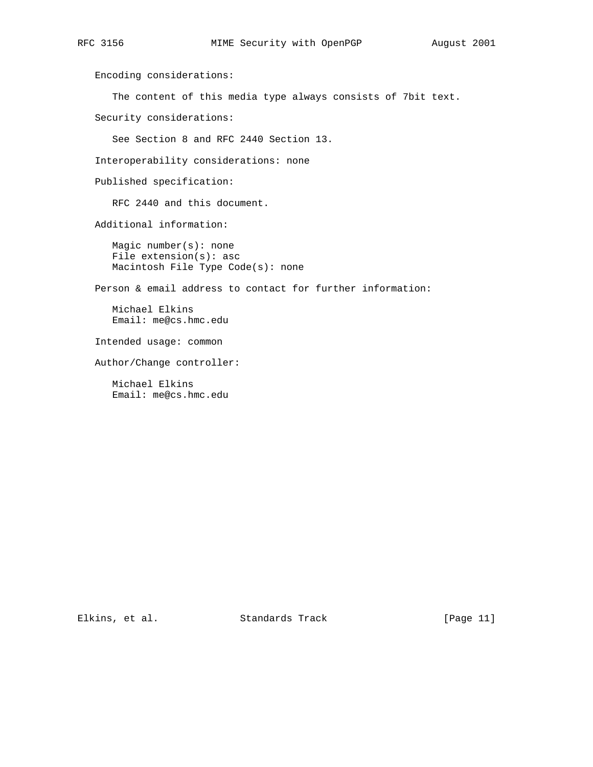Encoding considerations:

The content of this media type always consists of 7bit text.

Security considerations:

See Section 8 and RFC 2440 Section 13.

Interoperability considerations: none

Published specification:

RFC 2440 and this document.

Additional information:

Magic number(s): none
File extension(s): asc
Macintosh File Type Code(s): none

Person & email address to contact for further information:

Michael Elkins
Email: me@cs.hmc.edu

Intended usage: common

Author/Change controller:

Michael Elkins
Email: me@cs.hmc.edu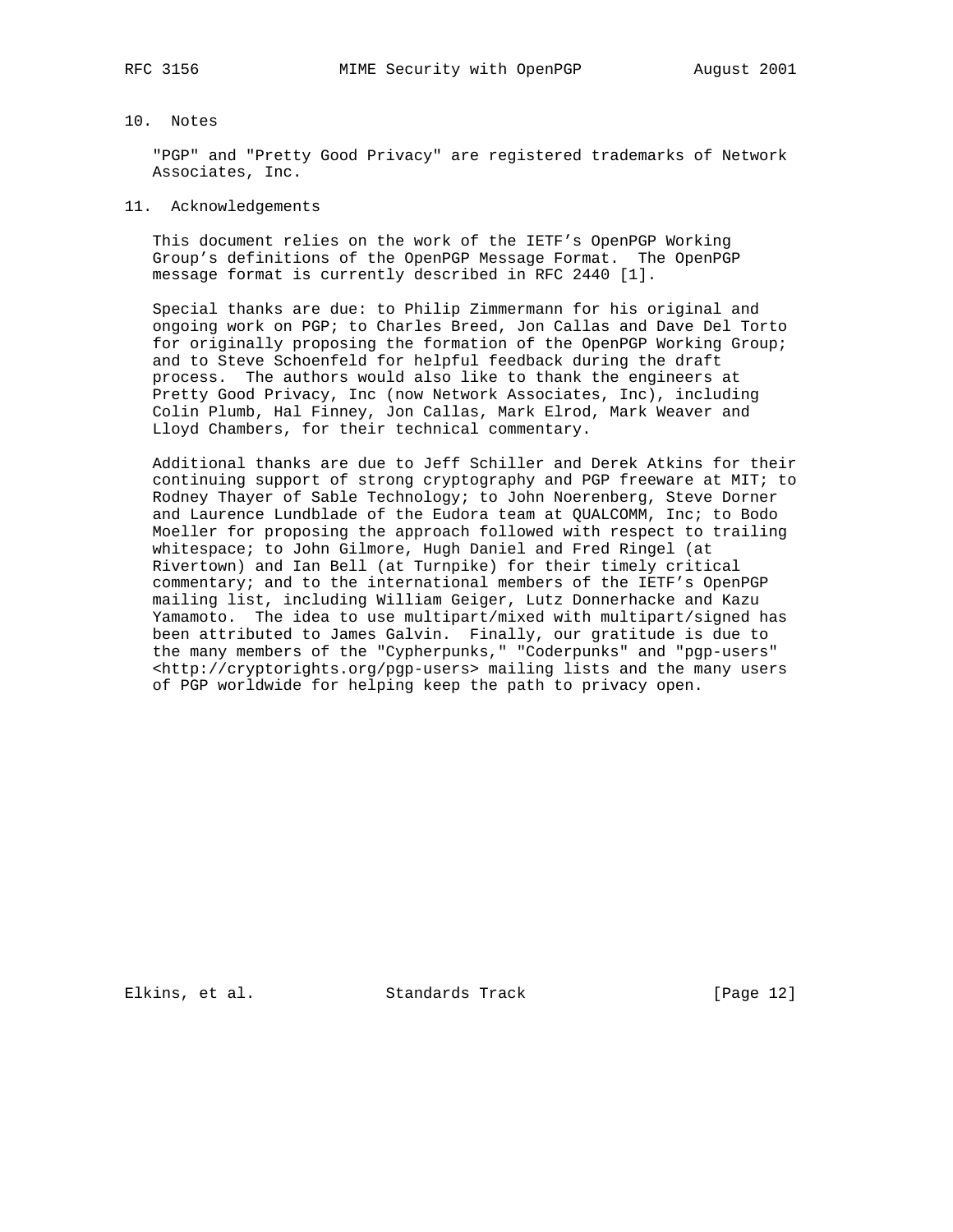## 10. Notes

"PGP" and "Pretty Good Privacy" are registered trademarks of Network Associates, Inc.

## 11. Acknowledgements

This document relies on the work of the IETF's OpenPGP Working Group's definitions of the OpenPGP Message Format. The OpenPGP message format is currently described in RFC 2440 [1].

Special thanks are due: to Philip Zimmermann for his original and ongoing work on PGP; to Charles Breed, Jon Callas and Dave Del Torto for originally proposing the formation of the OpenPGP Working Group; and to Steve Schoenfeld for helpful feedback during the draft process. The authors would also like to thank the engineers at Pretty Good Privacy, Inc (now Network Associates, Inc), including Colin Plumb, Hal Finney, Jon Callas, Mark Elrod, Mark Weaver and Lloyd Chambers, for their technical commentary.

Additional thanks are due to Jeff Schiller and Derek Atkins for their continuing support of strong cryptography and PGP freeware at MIT; to Rodney Thayer of Sable Technology; to John Noerenberg, Steve Dorner and Laurence Lundblade of the Eudora team at QUALCOMM, Inc; to Bodo Moeller for proposing the approach followed with respect to trailing whitespace; to John Gilmore, Hugh Daniel and Fred Ringel (at Rivertown) and Ian Bell (at Turnpike) for their timely critical commentary; and to the international members of the IETF's OpenPGP mailing list, including William Geiger, Lutz Donnerhacke and Kazu Yamamoto. The idea to use multipart/mixed with multipart/signed has been attributed to James Galvin. Finally, our gratitude is due to the many members of the "Cypherpunks," "Coderpunks" and "pgp-users" <http://cryptorights.org/pgp-users> mailing lists and the many users of PGP worldwide for helping keep the path to privacy open.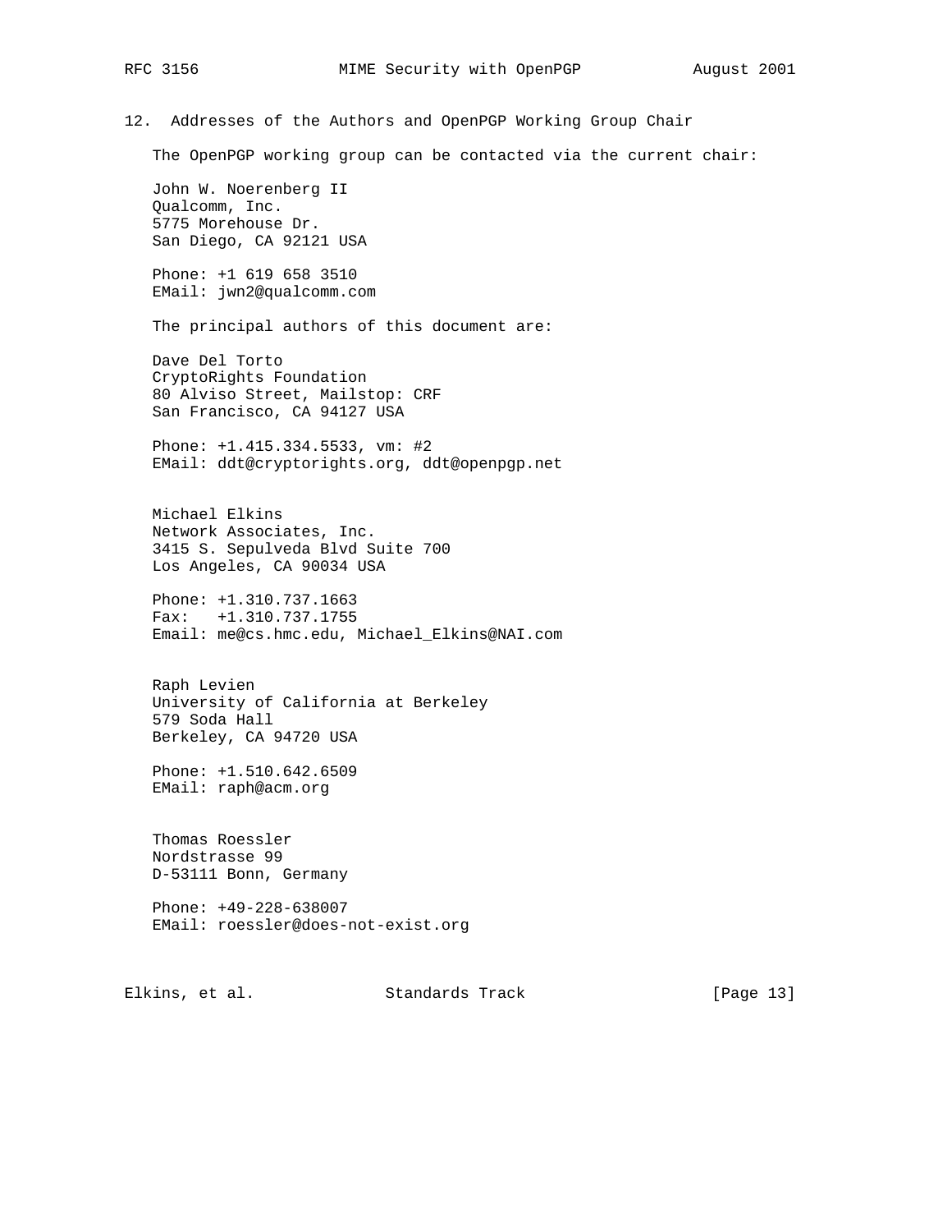## 12. Addresses of the Authors and OpenPGP Working Group Chair

The OpenPGP working group can be contacted via the current chair:

John W. Noerenberg II
Qualcomm, Inc.
5775 Morehouse Dr.
San Diego, CA 92121 USA

Phone: +1 619 658 3510
EMail: jwn2@qualcomm.com

The principal authors of this document are:

Dave Del Torto
CryptoRights Foundation
80 Alviso Street, Mailstop: CRF
San Francisco, CA 94127 USA

Phone: +1.415.334.5533, vm: #2
EMail: ddt@cryptorights.org, ddt@openpgp.net

Michael Elkins
Network Associates, Inc.
3415 S. Sepulveda Blvd Suite 700
Los Angeles, CA 90034 USA

Phone: +1.310.737.1663
Fax: +1.310.737.1755
Email: me@cs.hmc.edu, Michael_Elkins@NAI.com

Raph Levien
University of California at Berkeley
579 Soda Hall
Berkeley, CA 94720 USA

Phone: +1.510.642.6509
EMail: raph@acm.org

Thomas Roessler
Nordstrasse 99
D-53111 Bonn, Germany

Phone: +49-228-638007
EMail: roessler@does-not-exist.org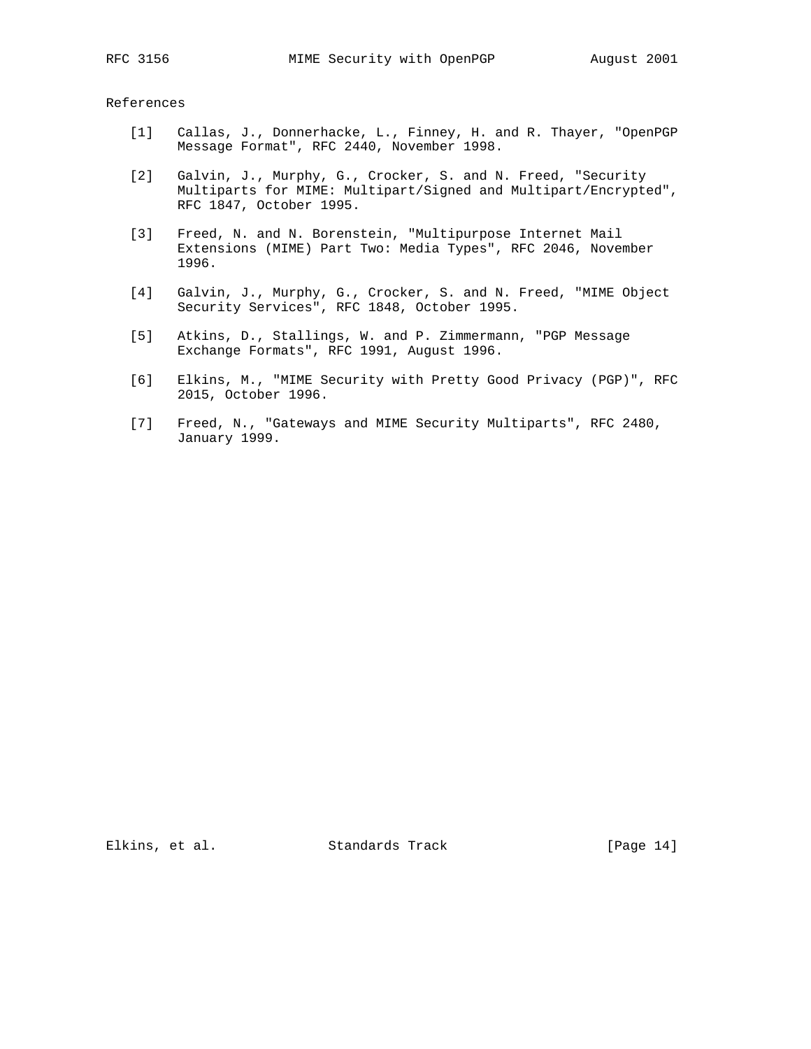## References

[1] Callas, J., Donnerhacke, L., Finney, H. and R. Thayer, "OpenPGP Message Format", RFC 2440, November 1998.

[2] Galvin, J., Murphy, G., Crocker, S. and N. Freed, "Security Multiparts for MIME: Multipart/Signed and Multipart/Encrypted", RFC 1847, October 1995.

[3] Freed, N. and N. Borenstein, "Multipurpose Internet Mail Extensions (MIME) Part Two: Media Types", RFC 2046, November 1996.

[4] Galvin, J., Murphy, G., Crocker, S. and N. Freed, "MIME Object Security Services", RFC 1848, October 1995.

[5] Atkins, D., Stallings, W. and P. Zimmermann, "PGP Message Exchange Formats", RFC 1991, August 1996.

[6] Elkins, M., "MIME Security with Pretty Good Privacy (PGP)", RFC 2015, October 1996.

[7] Freed, N., "Gateways and MIME Security Multiparts", RFC 2480, January 1999.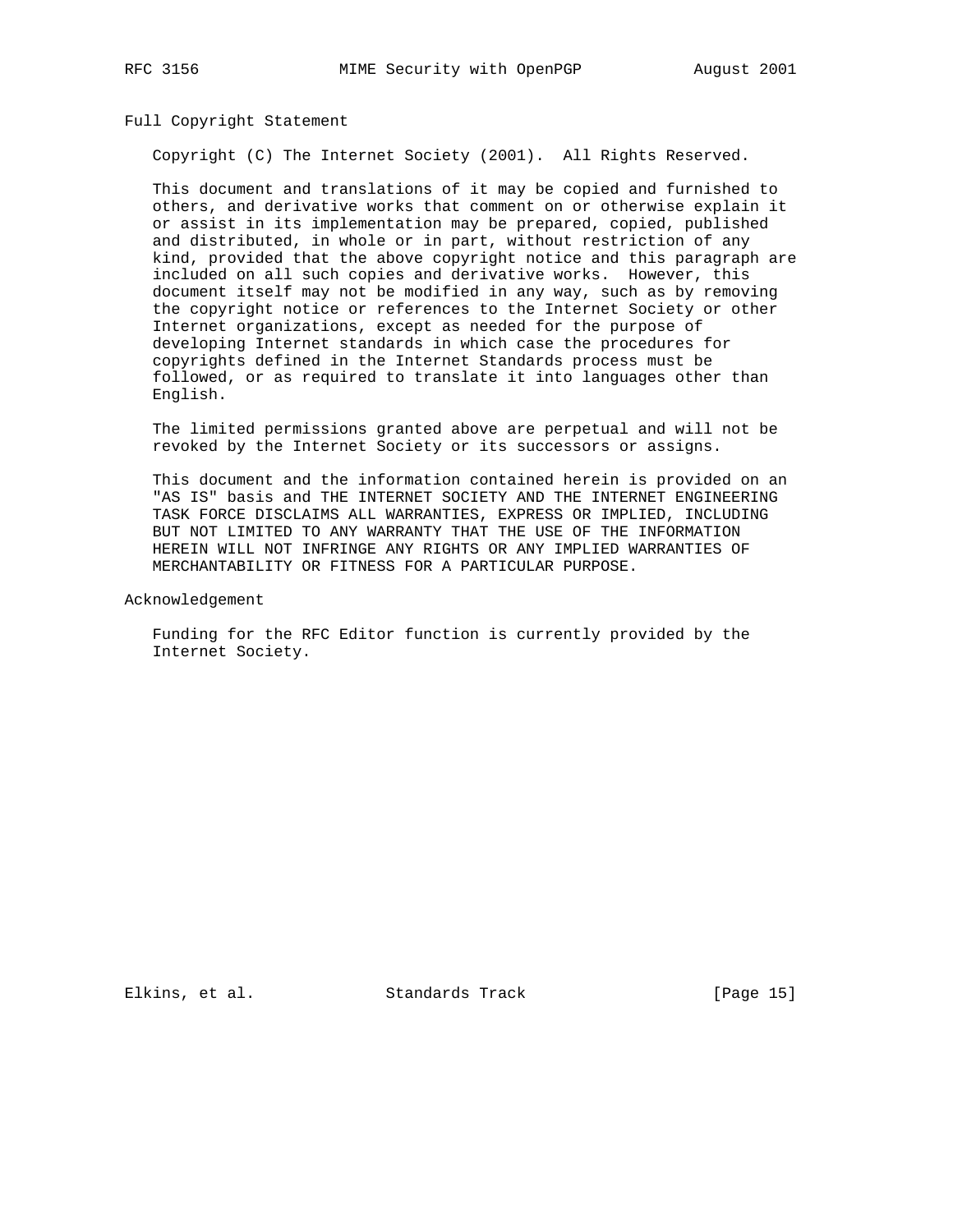## Full Copyright Statement

Copyright (C) The Internet Society (2001). All Rights Reserved.

This document and translations of it may be copied and furnished to others, and derivative works that comment on or otherwise explain it or assist in its implementation may be prepared, copied, published and distributed, in whole or in part, without restriction of any kind, provided that the above copyright notice and this paragraph are included on all such copies and derivative works. However, this document itself may not be modified in any way, such as by removing the copyright notice or references to the Internet Society or other Internet organizations, except as needed for the purpose of developing Internet standards in which case the procedures for copyrights defined in the Internet Standards process must be followed, or as required to translate it into languages other than English.

The limited permissions granted above are perpetual and will not be revoked by the Internet Society or its successors or assigns.

This document and the information contained herein is provided on an "AS IS" basis and THE INTERNET SOCIETY AND THE INTERNET ENGINEERING TASK FORCE DISCLAIMS ALL WARRANTIES, EXPRESS OR IMPLIED, INCLUDING BUT NOT LIMITED TO ANY WARRANTY THAT THE USE OF THE INFORMATION HEREIN WILL NOT INFRINGE ANY RIGHTS OR ANY IMPLIED WARRANTIES OF MERCHANTABILITY OR FITNESS FOR A PARTICULAR PURPOSE.

## Acknowledgement

Funding for the RFC Editor function is currently provided by the Internet Society.